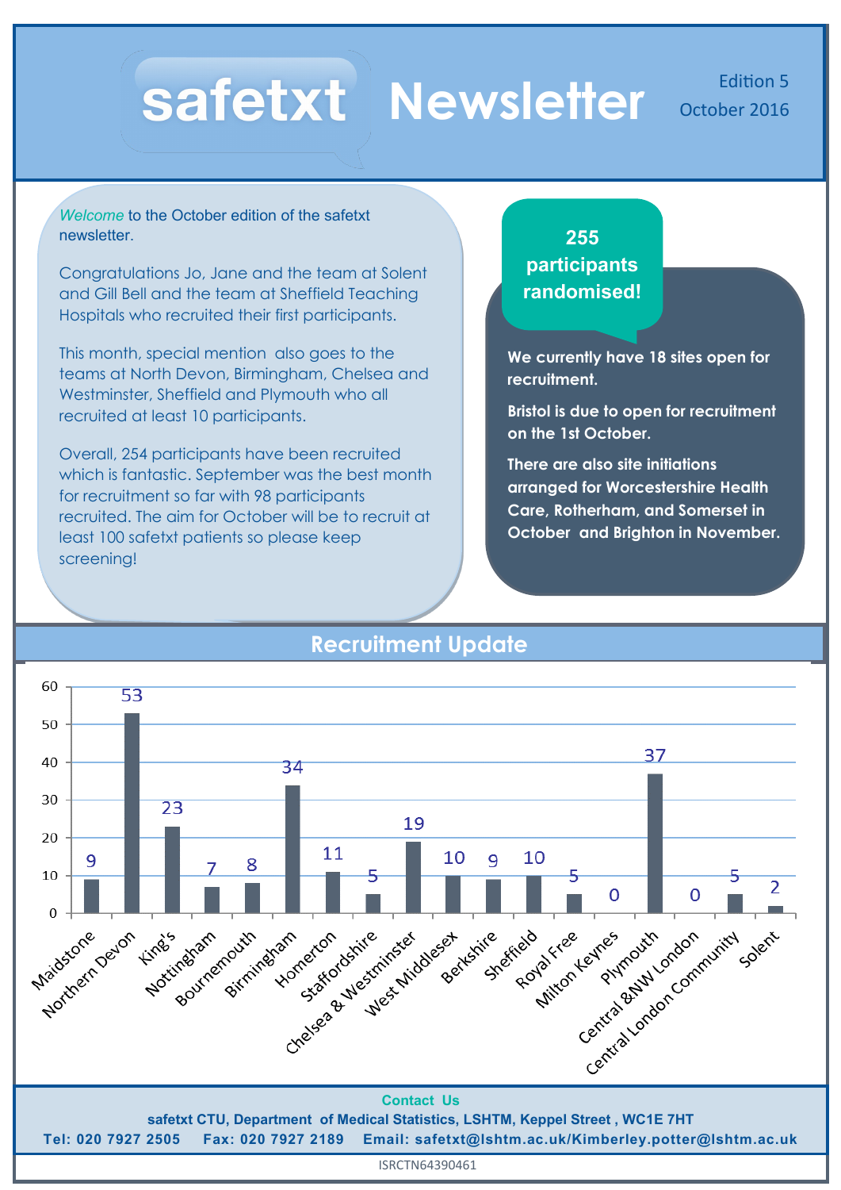# safetxt Newsletter

Edition 5
October 2016

*Welcome* to the October edition of the safetxt newsletter.

Congratulations Jo, Jane and the team at Solent and Gill Bell and the team at Sheffield Teaching Hospitals who recruited their first participants.

This month, special mention also goes to the teams at North Devon, Birmingham, Chelsea and Westminster, Sheffield and Plymouth who all recruited at least 10 participants.

Overall, 254 participants have been recruited which is fantastic. September was the best month for recruitment so far with 98 participants recruited. The aim for October will be to recruit at least 100 safetxt patients so please keep screening!

**255 participants randomised!**

**We currently have 18 sites open for recruitment.**

**Bristol is due to open for recruitment on the 1st October.**

**There are also site initiations arranged for Worcestershire Health Care, Rotherham, and Somerset in October and Brighton in November.**

## Recruitment Update

| Site | Participants |
|---|---|
| Maidstone | 9 |
| Northern Devon | 53 |
| King's | 23 |
| Nottingham | 7 |
| Bournemouth | 8 |
| Birmingham | 34 |
| Homerton | 11 |
| Staffordshire | 5 |
| Chelsea & Westminster | 19 |
| West Middlesex | 10 |
| Berkshire | 9 |
| Sheffield | 10 |
| Royal Free | 5 |
| Milton Keynes | 0 |
| Plymouth | 37 |
| Central &NW London | 0 |
| Central London Community | 5 |
| Solent | 2 |

**Contact Us**

**safetxt CTU, Department of Medical Statistics, LSHTM, Keppel Street , WC1E 7HT**

**Tel: 020 7927 2505 Fax: 020 7927 2189 Email: safetxt@lshtm.ac.uk/Kimberley.potter@lshtm.ac.uk**

ISRCTN64390461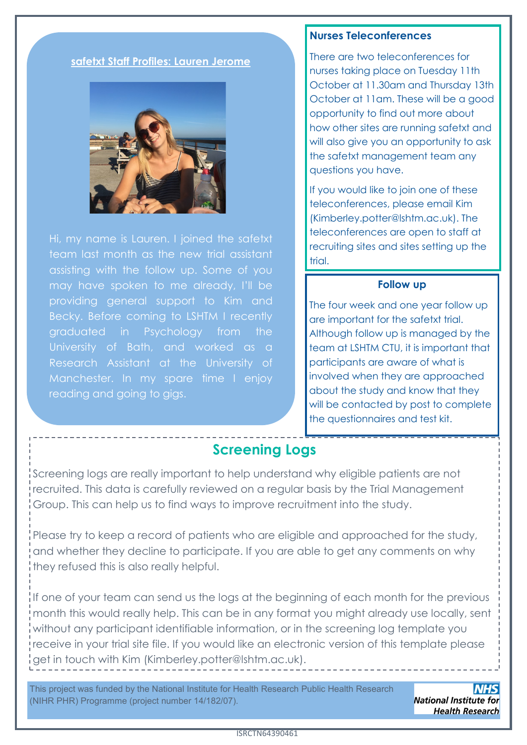## safetxt Staff Profiles: Lauren Jerome

Hi, my name is Lauren. I joined the safetxt team last month as the new trial assistant assisting with the follow up. Some of you may have spoken to me already, I'll be providing general support to Kim and Becky. Before coming to LSHTM I recently graduated in Psychology from the University of Bath, and worked as a Research Assistant at the University of Manchester. In my spare time I enjoy reading and going to gigs.

### Nurses Teleconferences

There are two teleconferences for nurses taking place on Tuesday 11th October at 11.30am and Thursday 13th October at 11am. These will be a good opportunity to find out more about how other sites are running safetxt and will also give you an opportunity to ask the safetxt management team any questions you have.

If you would like to join one of these teleconferences, please email Kim (Kimberley.potter@lshtm.ac.uk). The teleconferences are open to staff at recruiting sites and sites setting up the trial.

### Follow up

The four week and one year follow up are important for the safetxt trial. Although follow up is managed by the team at LSHTM CTU, it is important that participants are aware of what is involved when they are approached about the study and know that they will be contacted by post to complete the questionnaires and test kit.

## Screening Logs

Screening logs are really important to help understand why eligible patients are not recruited. This data is carefully reviewed on a regular basis by the Trial Management Group. This can help us to find ways to improve recruitment into the study.

Please try to keep a record of patients who are eligible and approached for the study, and whether they decline to participate. If you are able to get any comments on why they refused this is also really helpful.

If one of your team can send us the logs at the beginning of each month for the previous month this would really help. This can be in any format you might already use locally, sent without any participant identifiable information, or in the screening log template you receive in your trial site file. If you would like an electronic version of this template please get in touch with Kim (Kimberley.potter@lshtm.ac.uk).

This project was funded by the National Institute for Health Research Public Health Research (NIHR PHR) Programme (project number 14/182/07).

NHS National Institute for Health Research

ISRCTN64390461